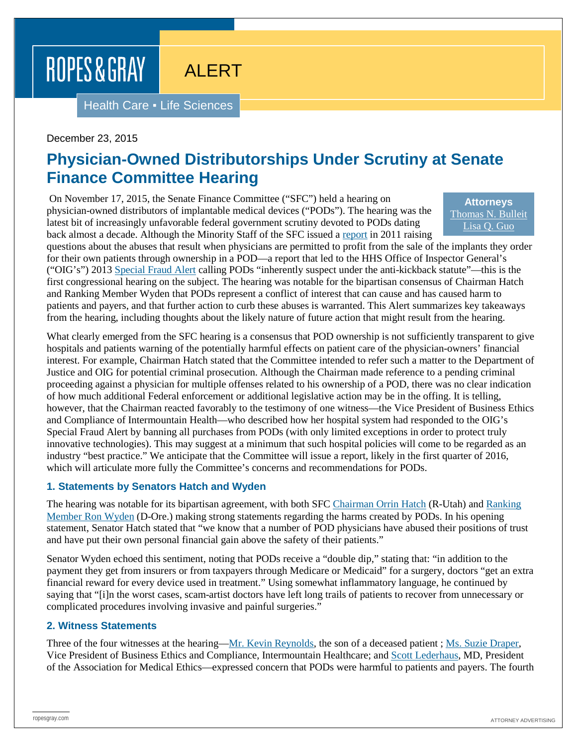ROPES & GRAY

ALERT

Health Care ▪ Life Sciences

December 23, 2015

# Physician-Owned Distributorships Under Scrutiny at Senate Finance Committee Hearing

**Attorneys**
Thomas N. Bulleit
Lisa Q. Guo

On November 17, 2015, the Senate Finance Committee ("SFC") held a hearing on physician-owned distributors of implantable medical devices ("PODs"). The hearing was the latest bit of increasingly unfavorable federal government scrutiny devoted to PODs dating back almost a decade. Although the Minority Staff of the SFC issued a report in 2011 raising questions about the abuses that result when physicians are permitted to profit from the sale of the implants they order for their own patients through ownership in a POD—a report that led to the HHS Office of Inspector General's ("OIG's") 2013 Special Fraud Alert calling PODs "inherently suspect under the anti-kickback statute"—this is the first congressional hearing on the subject. The hearing was notable for the bipartisan consensus of Chairman Hatch and Ranking Member Wyden that PODs represent a conflict of interest that can cause and has caused harm to patients and payers, and that further action to curb these abuses is warranted. This Alert summarizes key takeaways from the hearing, including thoughts about the likely nature of future action that might result from the hearing.

What clearly emerged from the SFC hearing is a consensus that POD ownership is not sufficiently transparent to give hospitals and patients warning of the potentially harmful effects on patient care of the physician-owners' financial interest. For example, Chairman Hatch stated that the Committee intended to refer such a matter to the Department of Justice and OIG for potential criminal prosecution. Although the Chairman made reference to a pending criminal proceeding against a physician for multiple offenses related to his ownership of a POD, there was no clear indication of how much additional Federal enforcement or additional legislative action may be in the offing. It is telling, however, that the Chairman reacted favorably to the testimony of one witness—the Vice President of Business Ethics and Compliance of Intermountain Health—who described how her hospital system had responded to the OIG's Special Fraud Alert by banning all purchases from PODs (with only limited exceptions in order to protect truly innovative technologies). This may suggest at a minimum that such hospital policies will come to be regarded as an industry "best practice." We anticipate that the Committee will issue a report, likely in the first quarter of 2016, which will articulate more fully the Committee's concerns and recommendations for PODs.

### 1. Statements by Senators Hatch and Wyden

The hearing was notable for its bipartisan agreement, with both SFC Chairman Orrin Hatch (R-Utah) and Ranking Member Ron Wyden (D-Ore.) making strong statements regarding the harms created by PODs. In his opening statement, Senator Hatch stated that "we know that a number of POD physicians have abused their positions of trust and have put their own personal financial gain above the safety of their patients."

Senator Wyden echoed this sentiment, noting that PODs receive a "double dip," stating that: "in addition to the payment they get from insurers or from taxpayers through Medicare or Medicaid" for a surgery, doctors "get an extra financial reward for every device used in treatment." Using somewhat inflammatory language, he continued by saying that "[i]n the worst cases, scam-artist doctors have left long trails of patients to recover from unnecessary or complicated procedures involving invasive and painful surgeries."

### 2. Witness Statements

Three of the four witnesses at the hearing—Mr. Kevin Reynolds, the son of a deceased patient ; Ms. Suzie Draper, Vice President of Business Ethics and Compliance, Intermountain Healthcare; and Scott Lederhaus, MD, President of the Association for Medical Ethics—expressed concern that PODs were harmful to patients and payers. The fourth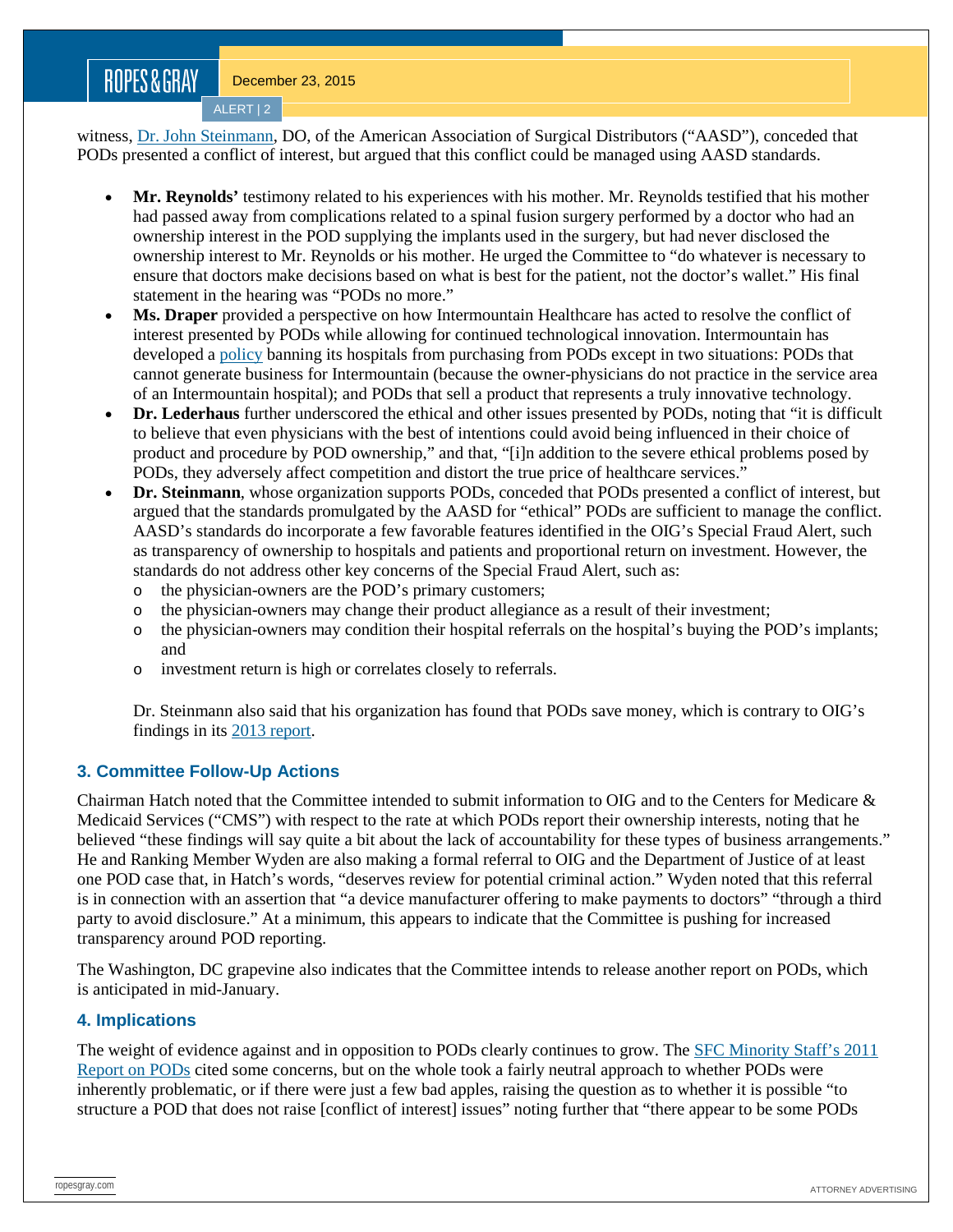witness, Dr. John Steinmann, DO, of the American Association of Surgical Distributors ("AASD"), conceded that PODs presented a conflict of interest, but argued that this conflict could be managed using AASD standards.

- **Mr. Reynolds'** testimony related to his experiences with his mother. Mr. Reynolds testified that his mother had passed away from complications related to a spinal fusion surgery performed by a doctor who had an ownership interest in the POD supplying the implants used in the surgery, but had never disclosed the ownership interest to Mr. Reynolds or his mother. He urged the Committee to "do whatever is necessary to ensure that doctors make decisions based on what is best for the patient, not the doctor's wallet." His final statement in the hearing was "PODs no more."
- **Ms. Draper** provided a perspective on how Intermountain Healthcare has acted to resolve the conflict of interest presented by PODs while allowing for continued technological innovation. Intermountain has developed a policy banning its hospitals from purchasing from PODs except in two situations: PODs that cannot generate business for Intermountain (because the owner-physicians do not practice in the service area of an Intermountain hospital); and PODs that sell a product that represents a truly innovative technology.
- **Dr. Lederhaus** further underscored the ethical and other issues presented by PODs, noting that "it is difficult to believe that even physicians with the best of intentions could avoid being influenced in their choice of product and procedure by POD ownership," and that, "[i]n addition to the severe ethical problems posed by PODs, they adversely affect competition and distort the true price of healthcare services."
- **Dr. Steinmann**, whose organization supports PODs, conceded that PODs presented a conflict of interest, but argued that the standards promulgated by the AASD for "ethical" PODs are sufficient to manage the conflict. AASD's standards do incorporate a few favorable features identified in the OIG's Special Fraud Alert, such as transparency of ownership to hospitals and patients and proportional return on investment. However, the standards do not address other key concerns of the Special Fraud Alert, such as:
  - the physician-owners are the POD's primary customers;
  - the physician-owners may change their product allegiance as a result of their investment;
  - the physician-owners may condition their hospital referrals on the hospital's buying the POD's implants; and
  - investment return is high or correlates closely to referrals.

  Dr. Steinmann also said that his organization has found that PODs save money, which is contrary to OIG's findings in its 2013 report.

### 3. Committee Follow-Up Actions

Chairman Hatch noted that the Committee intended to submit information to OIG and to the Centers for Medicare & Medicaid Services ("CMS") with respect to the rate at which PODs report their ownership interests, noting that he believed "these findings will say quite a bit about the lack of accountability for these types of business arrangements." He and Ranking Member Wyden are also making a formal referral to OIG and the Department of Justice of at least one POD case that, in Hatch's words, "deserves review for potential criminal action." Wyden noted that this referral is in connection with an assertion that "a device manufacturer offering to make payments to doctors" "through a third party to avoid disclosure." At a minimum, this appears to indicate that the Committee is pushing for increased transparency around POD reporting.

The Washington, DC grapevine also indicates that the Committee intends to release another report on PODs, which is anticipated in mid-January.

### 4. Implications

The weight of evidence against and in opposition to PODs clearly continues to grow. The SFC Minority Staff's 2011 Report on PODs cited some concerns, but on the whole took a fairly neutral approach to whether PODs were inherently problematic, or if there were just a few bad apples, raising the question as to whether it is possible "to structure a POD that does not raise [conflict of interest] issues" noting further that "there appear to be some PODs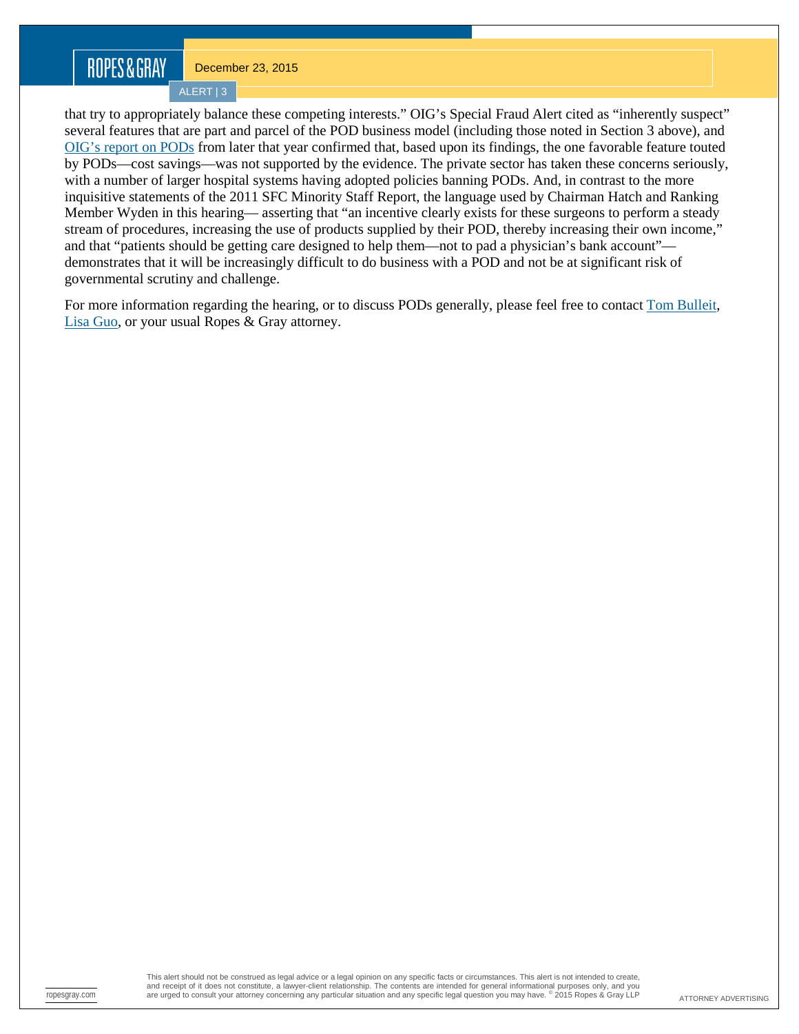that try to appropriately balance these competing interests." OIG's Special Fraud Alert cited as "inherently suspect" several features that are part and parcel of the POD business model (including those noted in Section 3 above), and OIG's report on PODs from later that year confirmed that, based upon its findings, the one favorable feature touted by PODs—cost savings—was not supported by the evidence. The private sector has taken these concerns seriously, with a number of larger hospital systems having adopted policies banning PODs. And, in contrast to the more inquisitive statements of the 2011 SFC Minority Staff Report, the language used by Chairman Hatch and Ranking Member Wyden in this hearing— asserting that "an incentive clearly exists for these surgeons to perform a steady stream of procedures, increasing the use of products supplied by their POD, thereby increasing their own income," and that "patients should be getting care designed to help them—not to pad a physician's bank account"—demonstrates that it will be increasingly difficult to do business with a POD and not be at significant risk of governmental scrutiny and challenge.

For more information regarding the hearing, or to discuss PODs generally, please feel free to contact Tom Bulleit, Lisa Guo, or your usual Ropes & Gray attorney.

This alert should not be construed as legal advice or a legal opinion on any specific facts or circumstances. This alert is not intended to create, and receipt of it does not constitute, a lawyer-client relationship. The contents are intended for general informational purposes only, and you are urged to consult your attorney concerning any particular situation and any specific legal question you may have. © 2015 Ropes & Gray LLP

ATTORNEY ADVERTISING